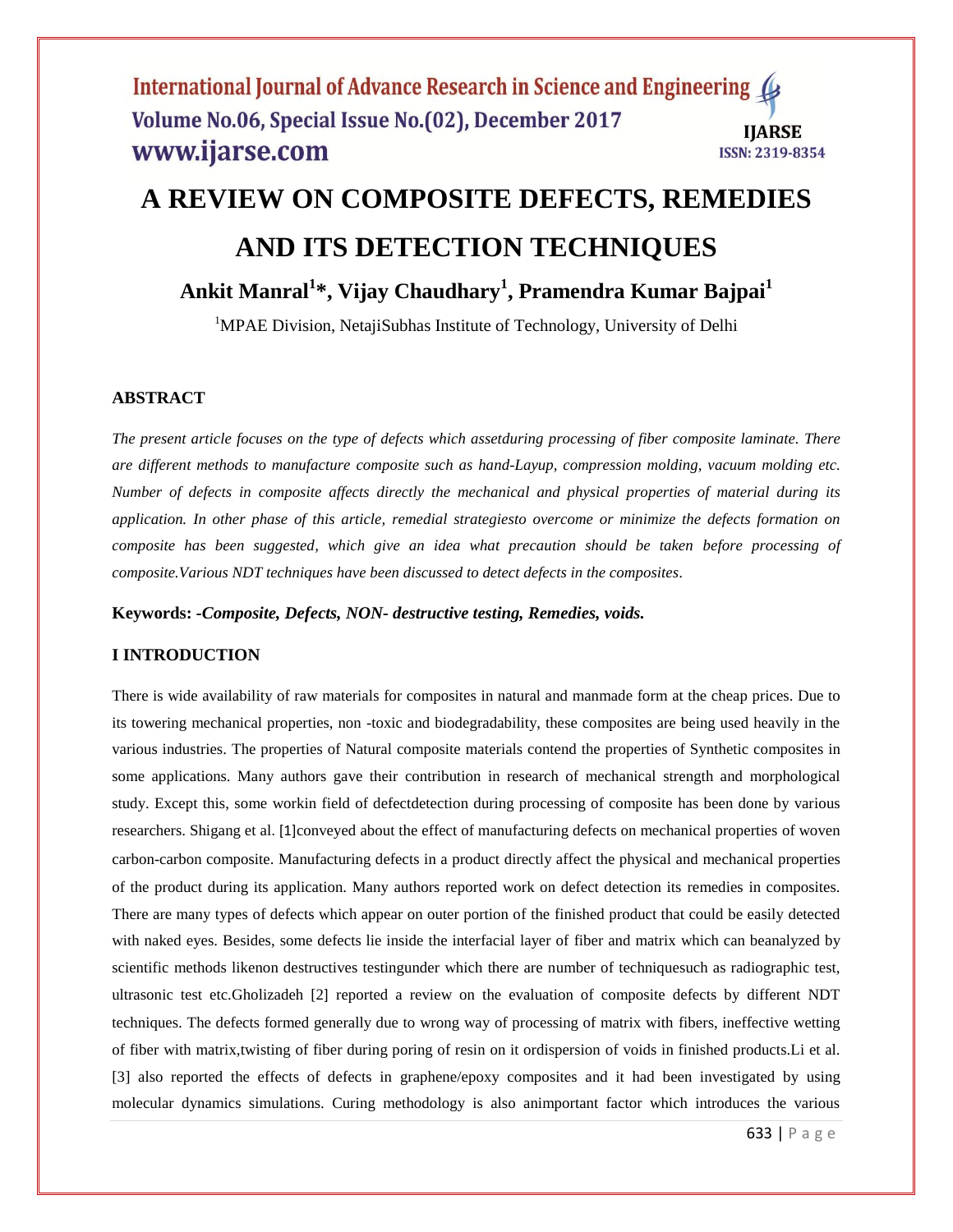# A REVIEW ON COMPOSITE DEFECTS, REMEDIES AND ITS DETECTION TECHNIQUES

**Ankit Manral[1]*, Vijay Chaudhary[1], Pramendra Kumar Bajpai[1]**

[1]MPAE Division, NetajiSubhas Institute of Technology, University of Delhi

## ABSTRACT

*The present article focuses on the type of defects which assetduring processing of fiber composite laminate. There are different methods to manufacture composite such as hand-Layup, compression molding, vacuum molding etc. Number of defects in composite affects directly the mechanical and physical properties of material during its application. In other phase of this article, remedial strategiesto overcome or minimize the defects formation on composite has been suggested, which give an idea what precaution should be taken before processing of composite.Various NDT techniques have been discussed to detect defects in the composites.*

**Keywords: -*Composite, Defects, NON- destructive testing, Remedies, voids.***

## I INTRODUCTION

There is wide availability of raw materials for composites in natural and manmade form at the cheap prices. Due to its towering mechanical properties, non -toxic and biodegradability, these composites are being used heavily in the various industries. The properties of Natural composite materials contend the properties of Synthetic composites in some applications. Many authors gave their contribution in research of mechanical strength and morphological study. Except this, some workin field of defectdetection during processing of composite has been done by various researchers. Shigang et al. [1]conveyed about the effect of manufacturing defects on mechanical properties of woven carbon-carbon composite. Manufacturing defects in a product directly affect the physical and mechanical properties of the product during its application. Many authors reported work on defect detection its remedies in composites. There are many types of defects which appear on outer portion of the finished product that could be easily detected with naked eyes. Besides, some defects lie inside the interfacial layer of fiber and matrix which can beanalyzed by scientific methods likenon destructives testingunder which there are number of techniquesuch as radiographic test, ultrasonic test etc.Gholizadeh [2] reported a review on the evaluation of composite defects by different NDT techniques. The defects formed generally due to wrong way of processing of matrix with fibers, ineffective wetting of fiber with matrix,twisting of fiber during poring of resin on it ordispersion of voids in finished products.Li et al. [3] also reported the effects of defects in graphene/epoxy composites and it had been investigated by using molecular dynamics simulations. Curing methodology is also animportant factor which introduces the various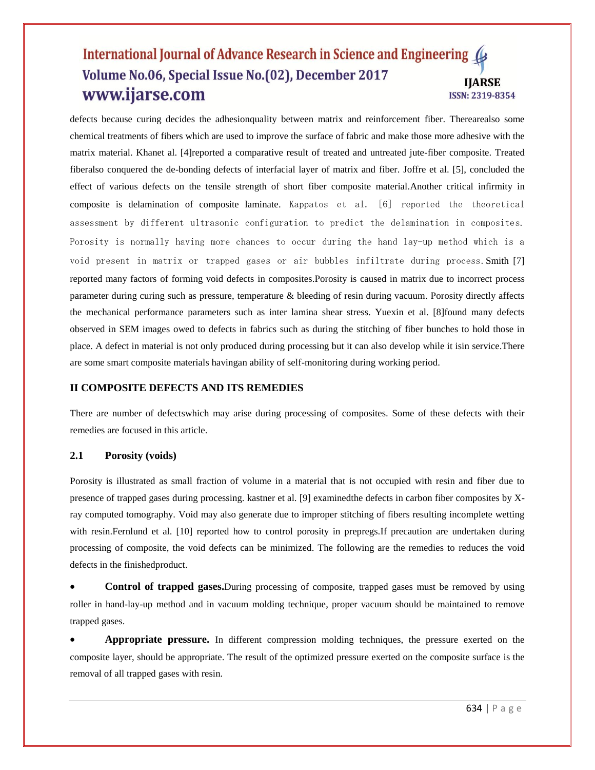defects because curing decides the adhesionquality between matrix and reinforcement fiber. Therearealso some chemical treatments of fibers which are used to improve the surface of fabric and make those more adhesive with the matrix material. Khanet al. [4]reported a comparative result of treated and untreated jute-fiber composite. Treated fiberalso conquered the de-bonding defects of interfacial layer of matrix and fiber. Joffre et al. [5], concluded the effect of various defects on the tensile strength of short fiber composite material.Another critical infirmity in composite is delamination of composite laminate. Kappatos et al. [6] reported the theoretical assessment by different ultrasonic configuration to predict the delamination in composites. Porosity is normally having more chances to occur during the hand lay-up method which is a void present in matrix or trapped gases or air bubbles infiltrate during process. Smith [7] reported many factors of forming void defects in composites.Porosity is caused in matrix due to incorrect process parameter during curing such as pressure, temperature & bleeding of resin during vacuum. Porosity directly affects the mechanical performance parameters such as inter lamina shear stress. Yuexin et al. [8]found many defects observed in SEM images owed to defects in fabrics such as during the stitching of fiber bunches to hold those in place. A defect in material is not only produced during processing but it can also develop while it isin service.There are some smart composite materials havingan ability of self-monitoring during working period.

## II COMPOSITE DEFECTS AND ITS REMEDIES

There are number of defectswhich may arise during processing of composites. Some of these defects with their remedies are focused in this article.

### 2.1 Porosity (voids)

Porosity is illustrated as small fraction of volume in a material that is not occupied with resin and fiber due to presence of trapped gases during processing. kastner et al. [9] examinedthe defects in carbon fiber composites by X-ray computed tomography. Void may also generate due to improper stitching of fibers resulting incomplete wetting with resin.Fernlund et al. [10] reported how to control porosity in prepregs.If precaution are undertaken during processing of composite, the void defects can be minimized. The following are the remedies to reduces the void defects in the finishedproduct.

- **Control of trapped gases.**During processing of composite, trapped gases must be removed by using roller in hand-lay-up method and in vacuum molding technique, proper vacuum should be maintained to remove trapped gases.
- **Appropriate pressure.** In different compression molding techniques, the pressure exerted on the composite layer, should be appropriate. The result of the optimized pressure exerted on the composite surface is the removal of all trapped gases with resin.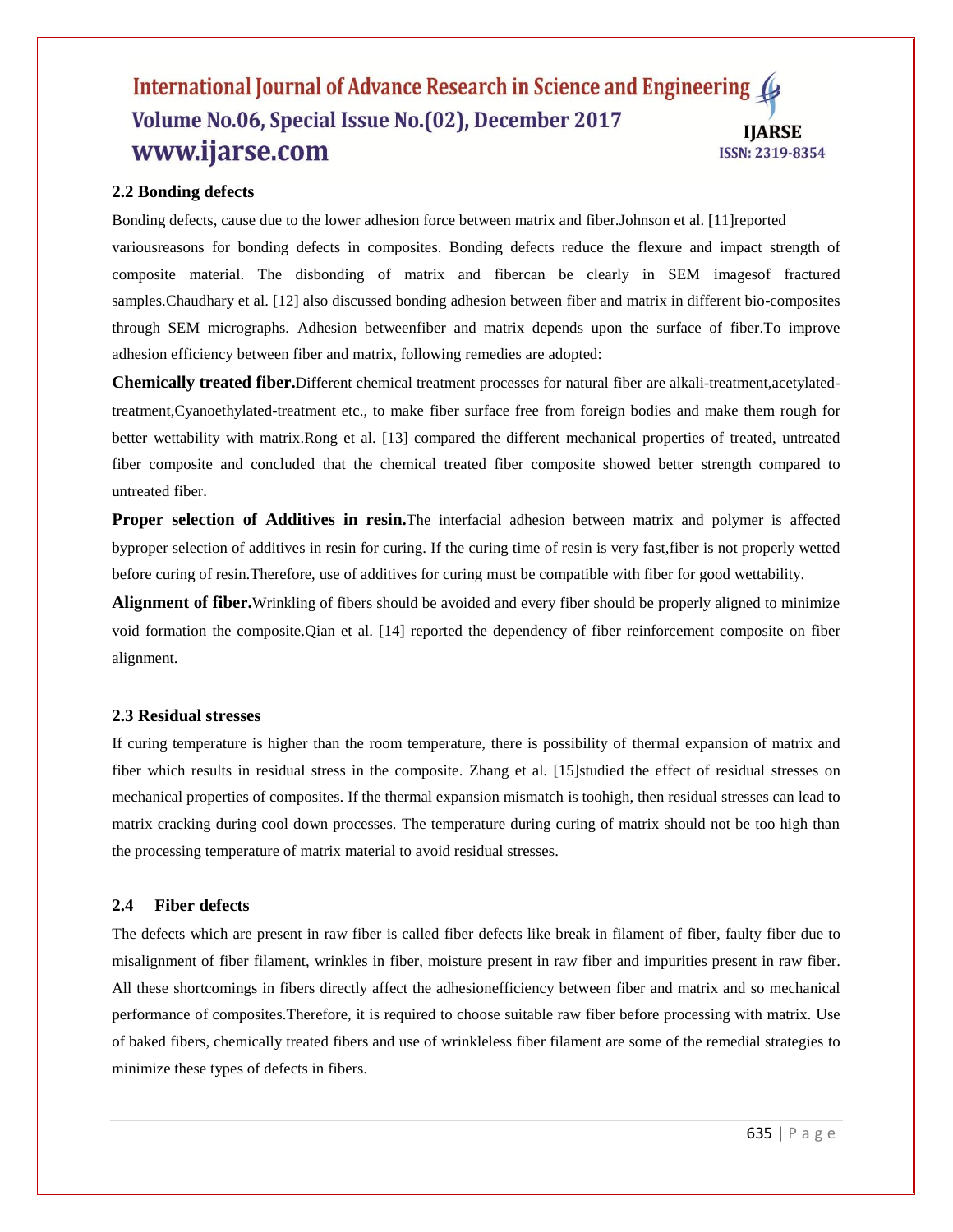### 2.2 Bonding defects

Bonding defects, cause due to the lower adhesion force between matrix and fiber.Johnson et al. [11]reported variousreasons for bonding defects in composites. Bonding defects reduce the flexure and impact strength of composite material. The disbonding of matrix and fibercan be clearly in SEM imagesof fractured samples.Chaudhary et al. [12] also discussed bonding adhesion between fiber and matrix in different bio-composites through SEM micrographs. Adhesion betweenfiber and matrix depends upon the surface of fiber.To improve adhesion efficiency between fiber and matrix, following remedies are adopted:

**Chemically treated fiber.**Different chemical treatment processes for natural fiber are alkali-treatment,acetylated-treatment,Cyanoethylated-treatment etc., to make fiber surface free from foreign bodies and make them rough for better wettability with matrix.Rong et al. [13] compared the different mechanical properties of treated, untreated fiber composite and concluded that the chemical treated fiber composite showed better strength compared to untreated fiber.

**Proper selection of Additives in resin.**The interfacial adhesion between matrix and polymer is affected byproper selection of additives in resin for curing. If the curing time of resin is very fast,fiber is not properly wetted before curing of resin.Therefore, use of additives for curing must be compatible with fiber for good wettability.

**Alignment of fiber.**Wrinkling of fibers should be avoided and every fiber should be properly aligned to minimize void formation the composite.Qian et al. [14] reported the dependency of fiber reinforcement composite on fiber alignment.

### 2.3 Residual stresses

If curing temperature is higher than the room temperature, there is possibility of thermal expansion of matrix and fiber which results in residual stress in the composite. Zhang et al. [15]studied the effect of residual stresses on mechanical properties of composites. If the thermal expansion mismatch is toohigh, then residual stresses can lead to matrix cracking during cool down processes. The temperature during curing of matrix should not be too high than the processing temperature of matrix material to avoid residual stresses.

### 2.4 Fiber defects

The defects which are present in raw fiber is called fiber defects like break in filament of fiber, faulty fiber due to misalignment of fiber filament, wrinkles in fiber, moisture present in raw fiber and impurities present in raw fiber. All these shortcomings in fibers directly affect the adhesionefficiency between fiber and matrix and so mechanical performance of composites.Therefore, it is required to choose suitable raw fiber before processing with matrix. Use of baked fibers, chemically treated fibers and use of wrinkleless fiber filament are some of the remedial strategies to minimize these types of defects in fibers.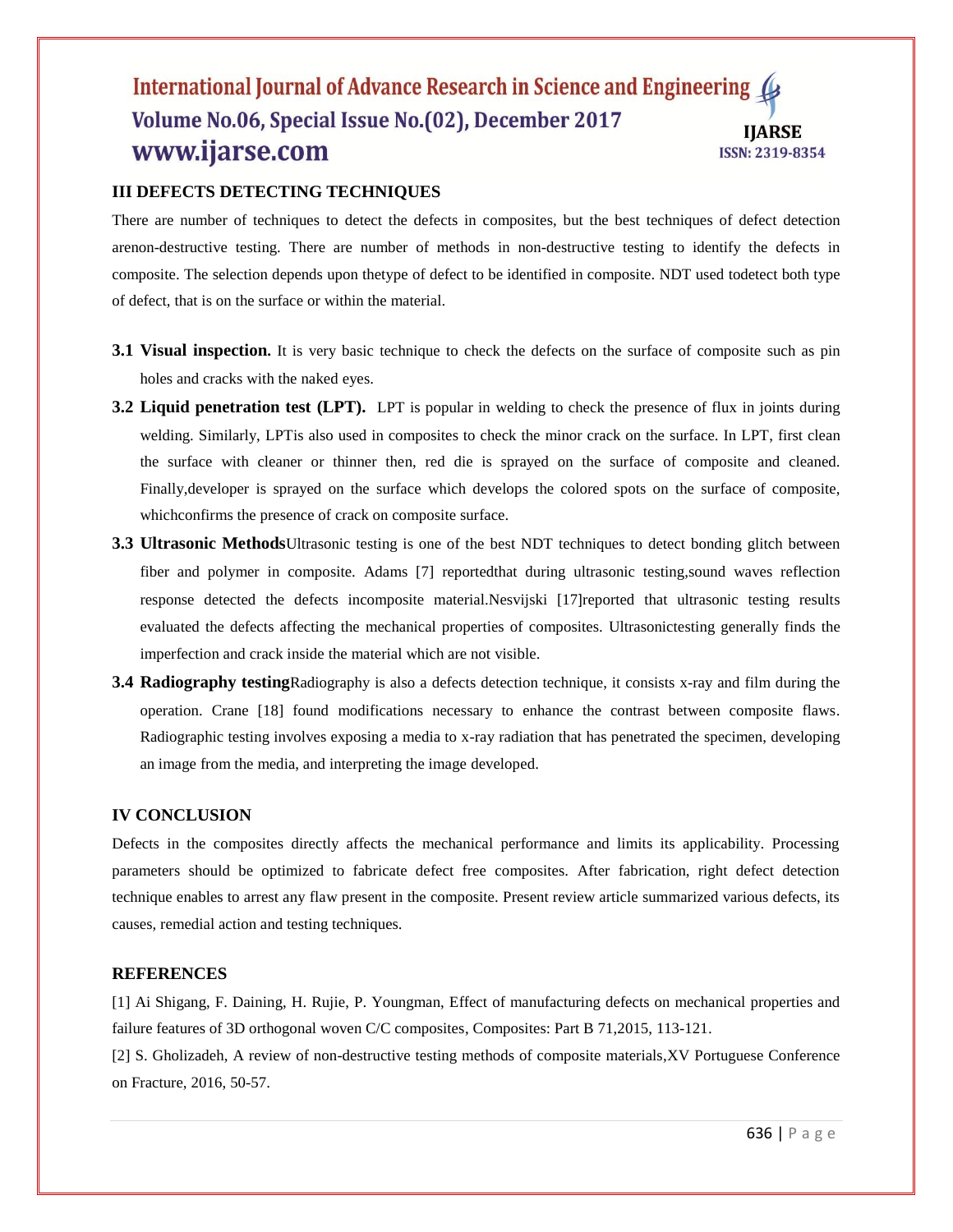## III DEFECTS DETECTING TECHNIQUES

There are number of techniques to detect the defects in composites, but the best techniques of defect detection arenon-destructive testing. There are number of methods in non-destructive testing to identify the defects in composite. The selection depends upon thetype of defect to be identified in composite. NDT used todetect both type of defect, that is on the surface or within the material.

**3.1 Visual inspection.** It is very basic technique to check the defects on the surface of composite such as pin holes and cracks with the naked eyes.

**3.2 Liquid penetration test (LPT).** LPT is popular in welding to check the presence of flux in joints during welding. Similarly, LPTis also used in composites to check the minor crack on the surface. In LPT, first clean the surface with cleaner or thinner then, red die is sprayed on the surface of composite and cleaned. Finally,developer is sprayed on the surface which develops the colored spots on the surface of composite, whichconfirms the presence of crack on composite surface.

**3.3 Ultrasonic Methods**Ultrasonic testing is one of the best NDT techniques to detect bonding glitch between fiber and polymer in composite. Adams [7] reportedthat during ultrasonic testing,sound waves reflection response detected the defects incomposite material.Nesvijski [17]reported that ultrasonic testing results evaluated the defects affecting the mechanical properties of composites. Ultrasonictesting generally finds the imperfection and crack inside the material which are not visible.

**3.4 Radiography testing**Radiography is also a defects detection technique, it consists x-ray and film during the operation. Crane [18] found modifications necessary to enhance the contrast between composite flaws. Radiographic testing involves exposing a media to x-ray radiation that has penetrated the specimen, developing an image from the media, and interpreting the image developed.

## IV CONCLUSION

Defects in the composites directly affects the mechanical performance and limits its applicability. Processing parameters should be optimized to fabricate defect free composites. After fabrication, right defect detection technique enables to arrest any flaw present in the composite. Present review article summarized various defects, its causes, remedial action and testing techniques.

## REFERENCES

[1] Ai Shigang, F. Daining, H. Rujie, P. Youngman, Effect of manufacturing defects on mechanical properties and failure features of 3D orthogonal woven C/C composites, Composites: Part B 71,2015, 113-121.

[2] S. Gholizadeh, A review of non-destructive testing methods of composite materials,XV Portuguese Conference on Fracture, 2016, 50-57.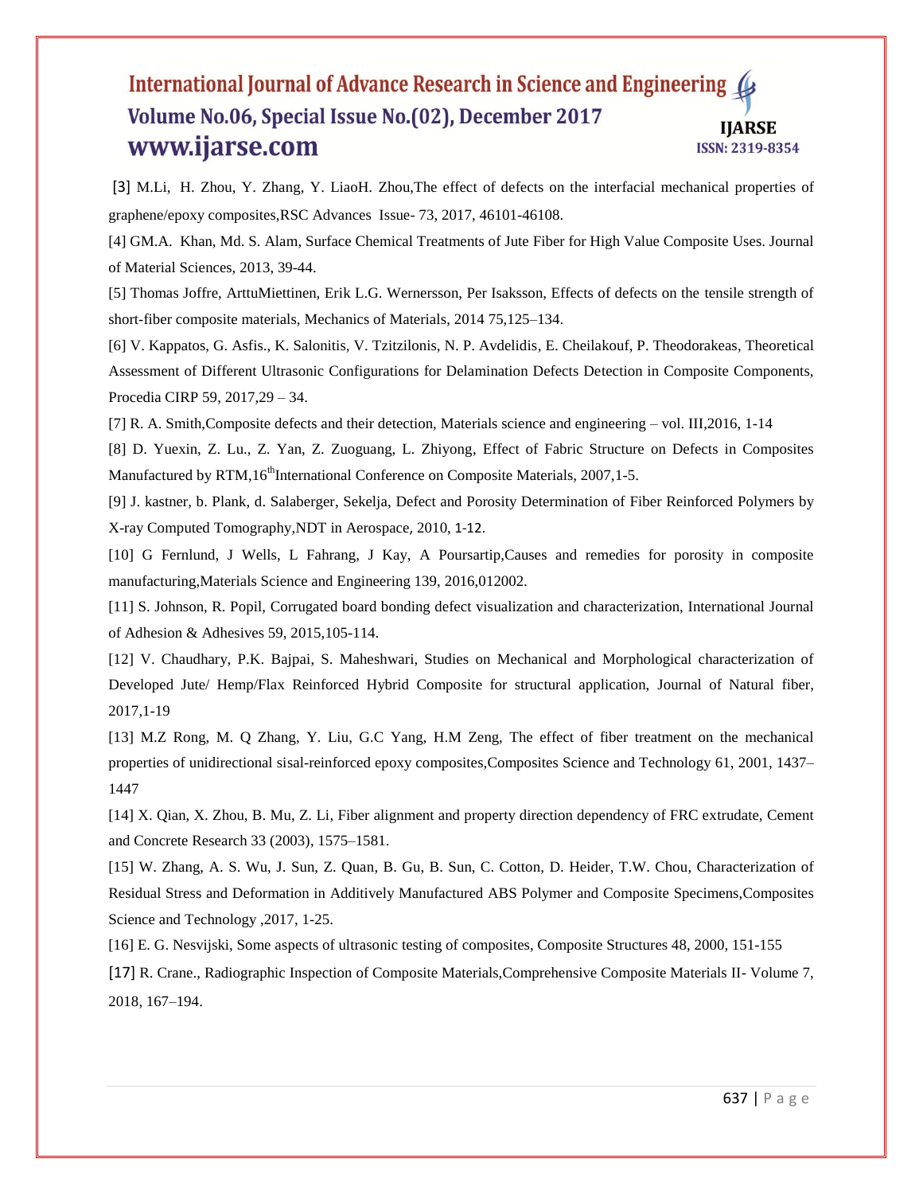[3] M.Li, H. Zhou, Y. Zhang, Y. LiaoH. Zhou,The effect of defects on the interfacial mechanical properties of graphene/epoxy composites,RSC Advances Issue- 73, 2017, 46101-46108.

[4] GM.A. Khan, Md. S. Alam, Surface Chemical Treatments of Jute Fiber for High Value Composite Uses. Journal of Material Sciences, 2013, 39-44.

[5] Thomas Joffre, ArttuMiettinen, Erik L.G. Wernersson, Per Isaksson, Effects of defects on the tensile strength of short-fiber composite materials, Mechanics of Materials, 2014 75,125–134.

[6] V. Kappatos, G. Asfis., K. Salonitis, V. Tzitzilonis, N. P. Avdelidis, E. Cheilakouf, P. Theodorakeas, Theoretical Assessment of Different Ultrasonic Configurations for Delamination Defects Detection in Composite Components, Procedia CIRP 59, 2017,29 – 34.

[7] R. A. Smith,Composite defects and their detection, Materials science and engineering – vol. III,2016, 1-14

[8] D. Yuexin, Z. Lu., Z. Yan, Z. Zuoguang, L. Zhiyong, Effect of Fabric Structure on Defects in Composites Manufactured by RTM,16th International Conference on Composite Materials, 2007,1-5.

[9] J. kastner, b. Plank, d. Salaberger, Sekelja, Defect and Porosity Determination of Fiber Reinforced Polymers by X-ray Computed Tomography,NDT in Aerospace, 2010, 1-12.

[10] G Fernlund, J Wells, L Fahrang, J Kay, A Poursartip,Causes and remedies for porosity in composite manufacturing,Materials Science and Engineering 139, 2016,012002.

[11] S. Johnson, R. Popil, Corrugated board bonding defect visualization and characterization, International Journal of Adhesion & Adhesives 59, 2015,105-114.

[12] V. Chaudhary, P.K. Bajpai, S. Maheshwari, Studies on Mechanical and Morphological characterization of Developed Jute/ Hemp/Flax Reinforced Hybrid Composite for structural application, Journal of Natural fiber, 2017,1-19

[13] M.Z Rong, M. Q Zhang, Y. Liu, G.C Yang, H.M Zeng, The effect of fiber treatment on the mechanical properties of unidirectional sisal-reinforced epoxy composites,Composites Science and Technology 61, 2001, 1437–1447

[14] X. Qian, X. Zhou, B. Mu, Z. Li, Fiber alignment and property direction dependency of FRC extrudate, Cement and Concrete Research 33 (2003), 1575–1581.

[15] W. Zhang, A. S. Wu, J. Sun, Z. Quan, B. Gu, B. Sun, C. Cotton, D. Heider, T.W. Chou, Characterization of Residual Stress and Deformation in Additively Manufactured ABS Polymer and Composite Specimens,Composites Science and Technology ,2017, 1-25.

[16] E. G. Nesvijski, Some aspects of ultrasonic testing of composites, Composite Structures 48, 2000, 151-155

[17] R. Crane., Radiographic Inspection of Composite Materials,Comprehensive Composite Materials II- Volume 7, 2018, 167–194.